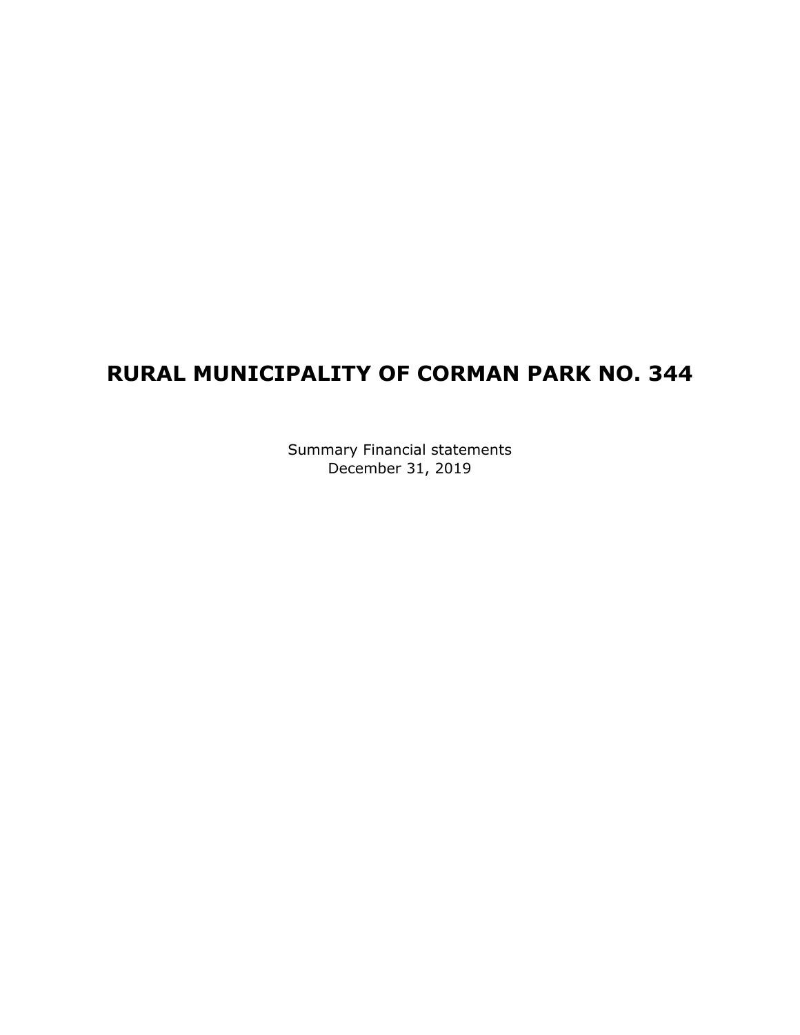# RURAL MUNICIPALITY OF CORMAN PARK NO. 344

Summary Financial statements
December 31, 2019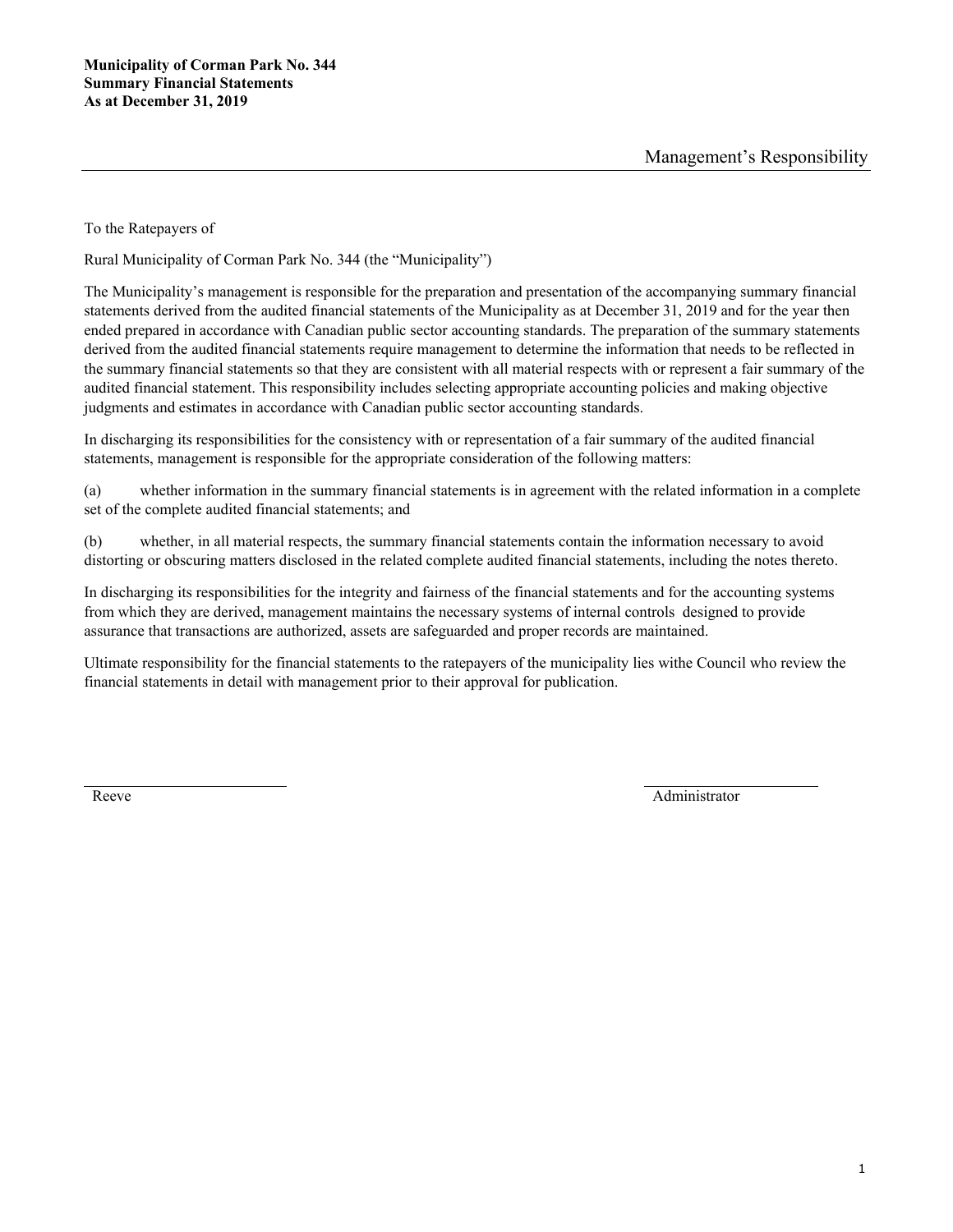**Municipality of Corman Park No. 344**
**Summary Financial Statements**
**As at December 31, 2019**

## Management's Responsibility

To the Ratepayers of

Rural Municipality of Corman Park No. 344 (the "Municipality")

The Municipality's management is responsible for the preparation and presentation of the accompanying summary financial statements derived from the audited financial statements of the Municipality as at December 31, 2019 and for the year then ended prepared in accordance with Canadian public sector accounting standards. The preparation of the summary statements derived from the audited financial statements require management to determine the information that needs to be reflected in the summary financial statements so that they are consistent with all material respects with or represent a fair summary of the audited financial statement. This responsibility includes selecting appropriate accounting policies and making objective judgments and estimates in accordance with Canadian public sector accounting standards.

In discharging its responsibilities for the consistency with or representation of a fair summary of the audited financial statements, management is responsible for the appropriate consideration of the following matters:

(a) whether information in the summary financial statements is in agreement with the related information in a complete set of the complete audited financial statements; and

(b) whether, in all material respects, the summary financial statements contain the information necessary to avoid distorting or obscuring matters disclosed in the related complete audited financial statements, including the notes thereto.

In discharging its responsibilities for the integrity and fairness of the financial statements and for the accounting systems from which they are derived, management maintains the necessary systems of internal controls designed to provide assurance that transactions are authorized, assets are safeguarded and proper records are maintained.

Ultimate responsibility for the financial statements to the ratepayers of the municipality lies withe Council who review the financial statements in detail with management prior to their approval for publication.

Reeve

Administrator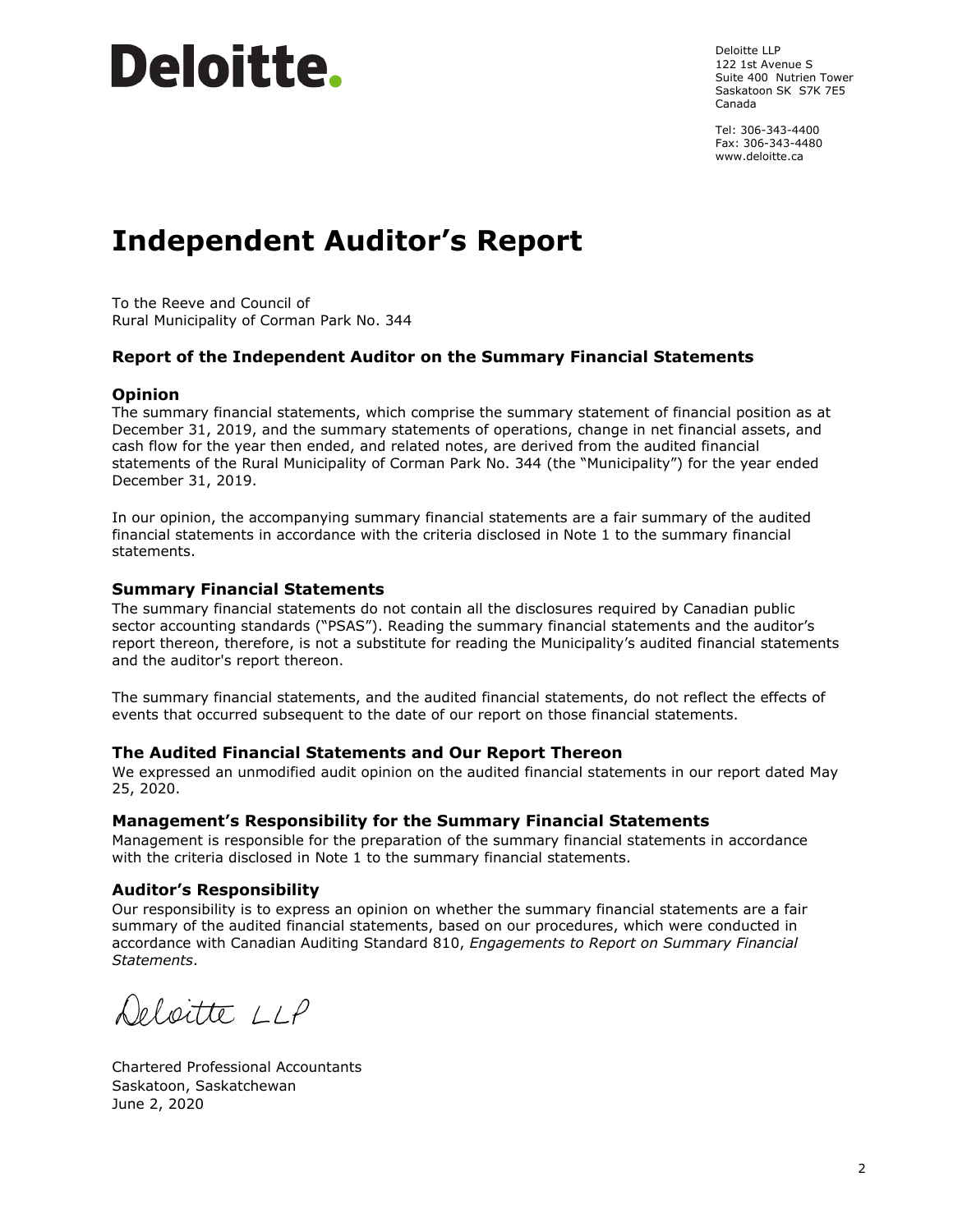Deloitte.

Deloitte LLP
122 1st Avenue S
Suite 400 Nutrien Tower
Saskatoon SK S7K 7E5
Canada

Tel: 306-343-4400
Fax: 306-343-4480
www.deloitte.ca

# Independent Auditor's Report

To the Reeve and Council of
Rural Municipality of Corman Park No. 344

### Report of the Independent Auditor on the Summary Financial Statements

#### Opinion

The summary financial statements, which comprise the summary statement of financial position as at December 31, 2019, and the summary statements of operations, change in net financial assets, and cash flow for the year then ended, and related notes, are derived from the audited financial statements of the Rural Municipality of Corman Park No. 344 (the "Municipality") for the year ended December 31, 2019.

In our opinion, the accompanying summary financial statements are a fair summary of the audited financial statements in accordance with the criteria disclosed in Note 1 to the summary financial statements.

#### Summary Financial Statements

The summary financial statements do not contain all the disclosures required by Canadian public sector accounting standards ("PSAS"). Reading the summary financial statements and the auditor's report thereon, therefore, is not a substitute for reading the Municipality's audited financial statements and the auditor's report thereon.

The summary financial statements, and the audited financial statements, do not reflect the effects of events that occurred subsequent to the date of our report on those financial statements.

#### The Audited Financial Statements and Our Report Thereon

We expressed an unmodified audit opinion on the audited financial statements in our report dated May 25, 2020.

#### Management's Responsibility for the Summary Financial Statements

Management is responsible for the preparation of the summary financial statements in accordance with the criteria disclosed in Note 1 to the summary financial statements.

#### Auditor's Responsibility

Our responsibility is to express an opinion on whether the summary financial statements are a fair summary of the audited financial statements, based on our procedures, which were conducted in accordance with Canadian Auditing Standard 810, *Engagements to Report on Summary Financial Statements*.

Deloitte LLP

Chartered Professional Accountants
Saskatoon, Saskatchewan
June 2, 2020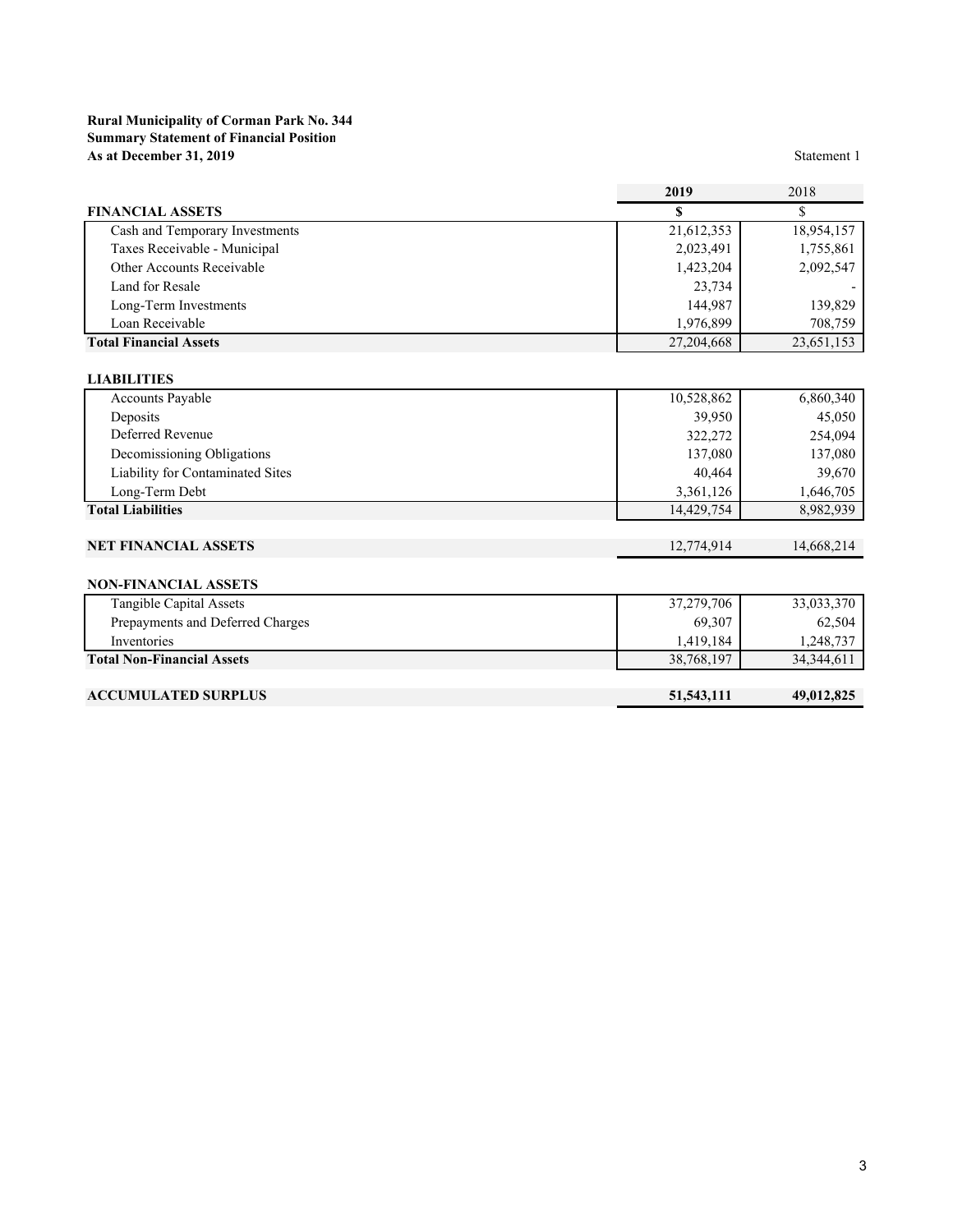**Rural Municipality of Corman Park No. 344**
**Summary Statement of Financial Position**
**As at December 31, 2019**

Statement 1

| | 2019 | 2018 |
|---|---|---|
| **FINANCIAL ASSETS** | **$** | $ |
| Cash and Temporary Investments | 21,612,353 | 18,954,157 |
| Taxes Receivable - Municipal | 2,023,491 | 1,755,861 |
| Other Accounts Receivable | 1,423,204 | 2,092,547 |
| Land for Resale | 23,734 | - |
| Long-Term Investments | 144,987 | 139,829 |
| Loan Receivable | 1,976,899 | 708,759 |
| **Total Financial Assets** | 27,204,668 | 23,651,153 |
| | | |
| **LIABILITIES** | | |
| Accounts Payable | 10,528,862 | 6,860,340 |
| Deposits | 39,950 | 45,050 |
| Deferred Revenue | 322,272 | 254,094 |
| Decomissioning Obligations | 137,080 | 137,080 |
| Liability for Contaminated Sites | 40,464 | 39,670 |
| Long-Term Debt | 3,361,126 | 1,646,705 |
| **Total Liabilities** | 14,429,754 | 8,982,939 |
| | | |
| **NET FINANCIAL ASSETS** | 12,774,914 | 14,668,214 |
| | | |
| **NON-FINANCIAL ASSETS** | | |
| Tangible Capital Assets | 37,279,706 | 33,033,370 |
| Prepayments and Deferred Charges | 69,307 | 62,504 |
| Inventories | 1,419,184 | 1,248,737 |
| **Total Non-Financial Assets** | 38,768,197 | 34,344,611 |
| | | |
| **ACCUMULATED SURPLUS** | **51,543,111** | **49,012,825** |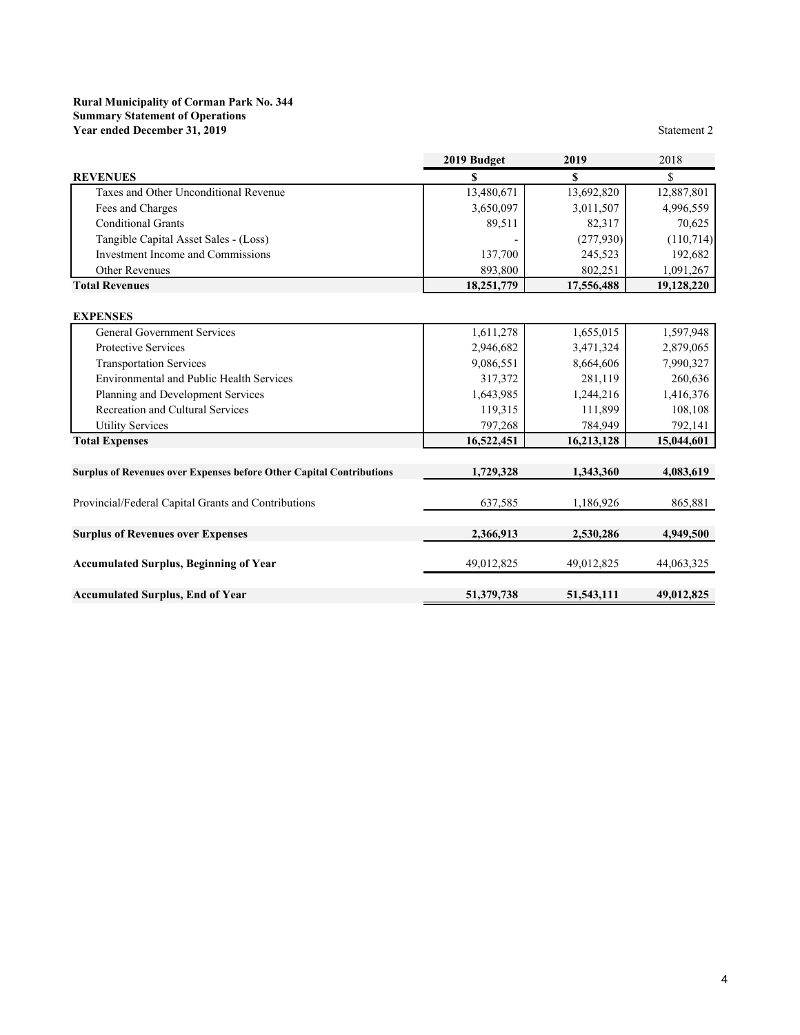**Rural Municipality of Corman Park No. 344**
**Summary Statement of Operations**
**Year ended December 31, 2019**

Statement 2

| | 2019 Budget | 2019 | 2018 |
|---|---|---|---|
| **REVENUES** | **$** | **$** | $ |
| Taxes and Other Unconditional Revenue | 13,480,671 | 13,692,820 | 12,887,801 |
| Fees and Charges | 3,650,097 | 3,011,507 | 4,996,559 |
| Conditional Grants | 89,511 | 82,317 | 70,625 |
| Tangible Capital Asset Sales - (Loss) | - | (277,930) | (110,714) |
| Investment Income and Commissions | 137,700 | 245,523 | 192,682 |
| Other Revenues | 893,800 | 802,251 | 1,091,267 |
| **Total Revenues** | **18,251,779** | **17,556,488** | **19,128,220** |
| | | | |
| **EXPENSES** | | | |
| General Government Services | 1,611,278 | 1,655,015 | 1,597,948 |
| Protective Services | 2,946,682 | 3,471,324 | 2,879,065 |
| Transportation Services | 9,086,551 | 8,664,606 | 7,990,327 |
| Environmental and Public Health Services | 317,372 | 281,119 | 260,636 |
| Planning and Development Services | 1,643,985 | 1,244,216 | 1,416,376 |
| Recreation and Cultural Services | 119,315 | 111,899 | 108,108 |
| Utility Services | 797,268 | 784,949 | 792,141 |
| **Total Expenses** | **16,522,451** | **16,213,128** | **15,044,601** |
| | | | |
| **Surplus of Revenues over Expenses before Other Capital Contributions** | **1,729,328** | **1,343,360** | **4,083,619** |
| | | | |
| Provincial/Federal Capital Grants and Contributions | 637,585 | 1,186,926 | 865,881 |
| | | | |
| **Surplus of Revenues over Expenses** | **2,366,913** | **2,530,286** | **4,949,500** |
| | | | |
| **Accumulated Surplus, Beginning of Year** | 49,012,825 | 49,012,825 | 44,063,325 |
| | | | |
| **Accumulated Surplus, End of Year** | **51,379,738** | **51,543,111** | **49,012,825** |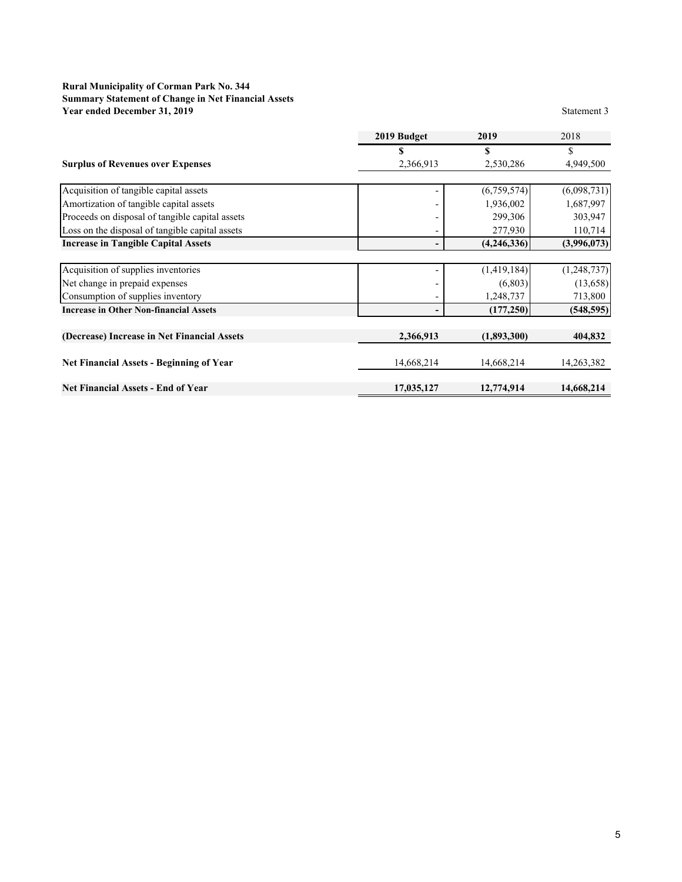**Rural Municipality of Corman Park No. 344**
**Summary Statement of Change in Net Financial Assets**
**Year ended December 31, 2019**

Statement 3

| | 2019 Budget | 2019 | 2018 |
|---|---|---|---|
| | $ | $ | $ |
| **Surplus of Revenues over Expenses** | 2,366,913 | 2,530,286 | 4,949,500 |
| | | | |
| Acquisition of tangible capital assets | - | (6,759,574) | (6,098,731) |
| Amortization of tangible capital assets | - | 1,936,002 | 1,687,997 |
| Proceeds on disposal of tangible capital assets | - | 299,306 | 303,947 |
| Loss on the disposal of tangible capital assets | - | 277,930 | 110,714 |
| **Increase in Tangible Capital Assets** | **-** | **(4,246,336)** | **(3,996,073)** |
| | | | |
| Acquisition of supplies inventories | - | (1,419,184) | (1,248,737) |
| Net change in prepaid expenses | - | (6,803) | (13,658) |
| Consumption of supplies inventory | - | 1,248,737 | 713,800 |
| **Increase in Other Non-financial Assets** | **-** | **(177,250)** | **(548,595)** |
| | | | |
| **(Decrease) Increase in Net Financial Assets** | **2,366,913** | **(1,893,300)** | **404,832** |
| | | | |
| **Net Financial Assets - Beginning of Year** | 14,668,214 | 14,668,214 | 14,263,382 |
| | | | |
| **Net Financial Assets - End of Year** | **17,035,127** | **12,774,914** | **14,668,214** |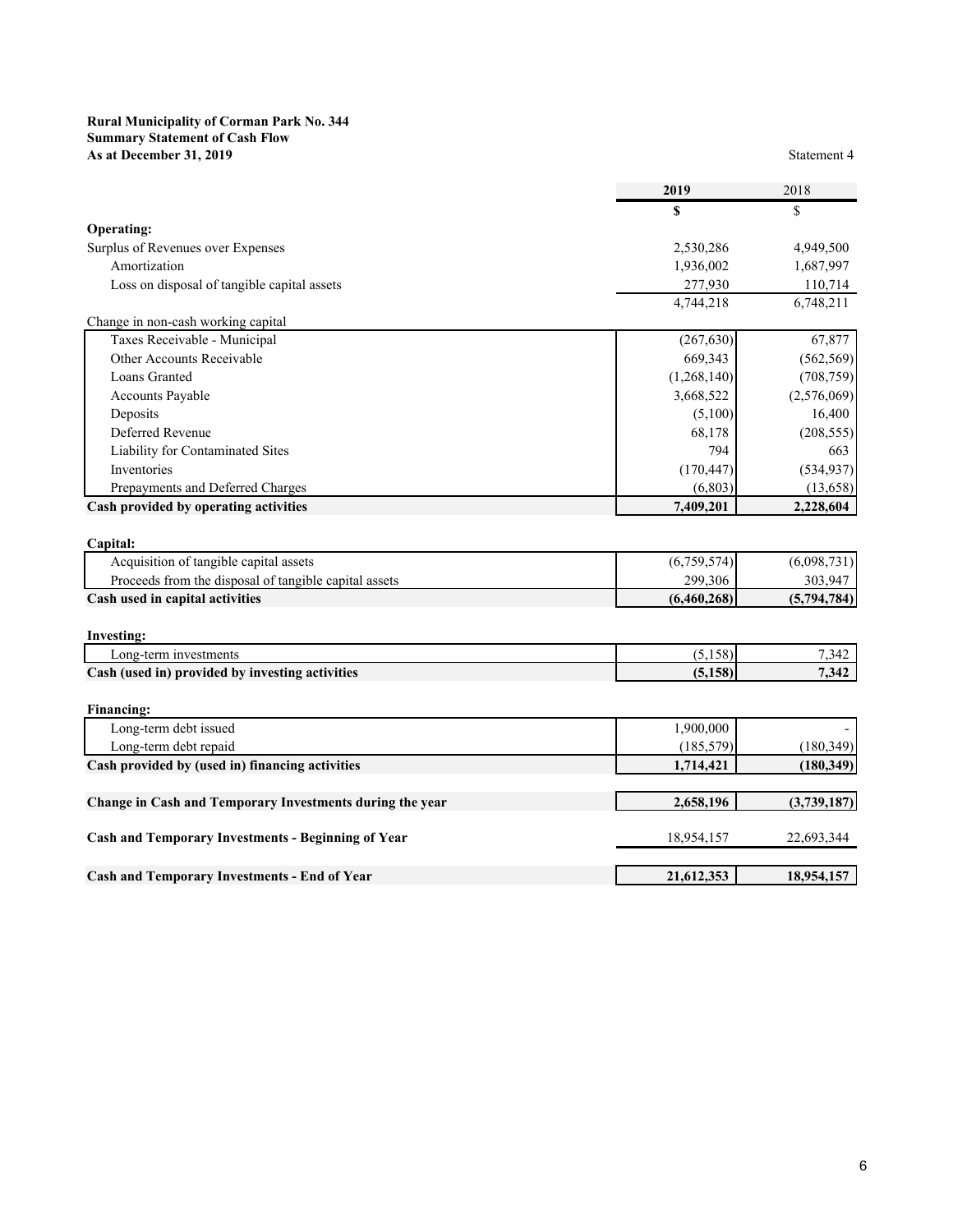**Rural Municipality of Corman Park No. 344**
**Summary Statement of Cash Flow**
**As at December 31, 2019**

Statement 4

| | **2019** | 2018 |
|---|---|---|
| | **$** | $ |
| **Operating:** | | |
| Surplus of Revenues over Expenses | 2,530,286 | 4,949,500 |
| Amortization | 1,936,002 | 1,687,997 |
| Loss on disposal of tangible capital assets | 277,930 | 110,714 |
| | 4,744,218 | 6,748,211 |
| Change in non-cash working capital | | |
| Taxes Receivable - Municipal | (267,630) | 67,877 |
| Other Accounts Receivable | 669,343 | (562,569) |
| Loans Granted | (1,268,140) | (708,759) |
| Accounts Payable | 3,668,522 | (2,576,069) |
| Deposits | (5,100) | 16,400 |
| Deferred Revenue | 68,178 | (208,555) |
| Liability for Contaminated Sites | 794 | 663 |
| Inventories | (170,447) | (534,937) |
| Prepayments and Deferred Charges | (6,803) | (13,658) |
| **Cash provided by operating activities** | **7,409,201** | **2,228,604** |
| | | |
| **Capital:** | | |
| Acquisition of tangible capital assets | (6,759,574) | (6,098,731) |
| Proceeds from the disposal of tangible capital assets | 299,306 | 303,947 |
| **Cash used in capital activities** | **(6,460,268)** | **(5,794,784)** |
| | | |
| **Investing:** | | |
| Long-term investments | (5,158) | 7,342 |
| **Cash (used in) provided by investing activities** | **(5,158)** | **7,342** |
| | | |
| **Financing:** | | |
| Long-term debt issued | 1,900,000 | - |
| Long-term debt repaid | (185,579) | (180,349) |
| **Cash provided by (used in) financing activities** | **1,714,421** | **(180,349)** |
| | | |
| **Change in Cash and Temporary Investments during the year** | **2,658,196** | **(3,739,187)** |
| | | |
| **Cash and Temporary Investments - Beginning of Year** | 18,954,157 | 22,693,344 |
| | | |
| **Cash and Temporary Investments - End of Year** | **21,612,353** | **18,954,157** |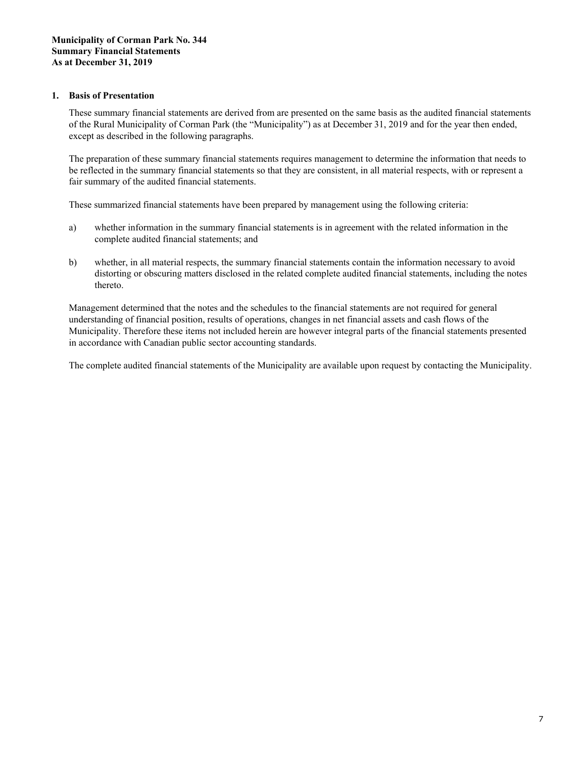**Municipality of Corman Park No. 344**
**Summary Financial Statements**
**As at December 31, 2019**

## 1. Basis of Presentation

These summary financial statements are derived from are presented on the same basis as the audited financial statements of the Rural Municipality of Corman Park (the "Municipality") as at December 31, 2019 and for the year then ended, except as described in the following paragraphs.

The preparation of these summary financial statements requires management to determine the information that needs to be reflected in the summary financial statements so that they are consistent, in all material respects, with or represent a fair summary of the audited financial statements.

These summarized financial statements have been prepared by management using the following criteria:

a) whether information in the summary financial statements is in agreement with the related information in the complete audited financial statements; and

b) whether, in all material respects, the summary financial statements contain the information necessary to avoid distorting or obscuring matters disclosed in the related complete audited financial statements, including the notes thereto.

Management determined that the notes and the schedules to the financial statements are not required for general understanding of financial position, results of operations, changes in net financial assets and cash flows of the Municipality. Therefore these items not included herein are however integral parts of the financial statements presented in accordance with Canadian public sector accounting standards.

The complete audited financial statements of the Municipality are available upon request by contacting the Municipality.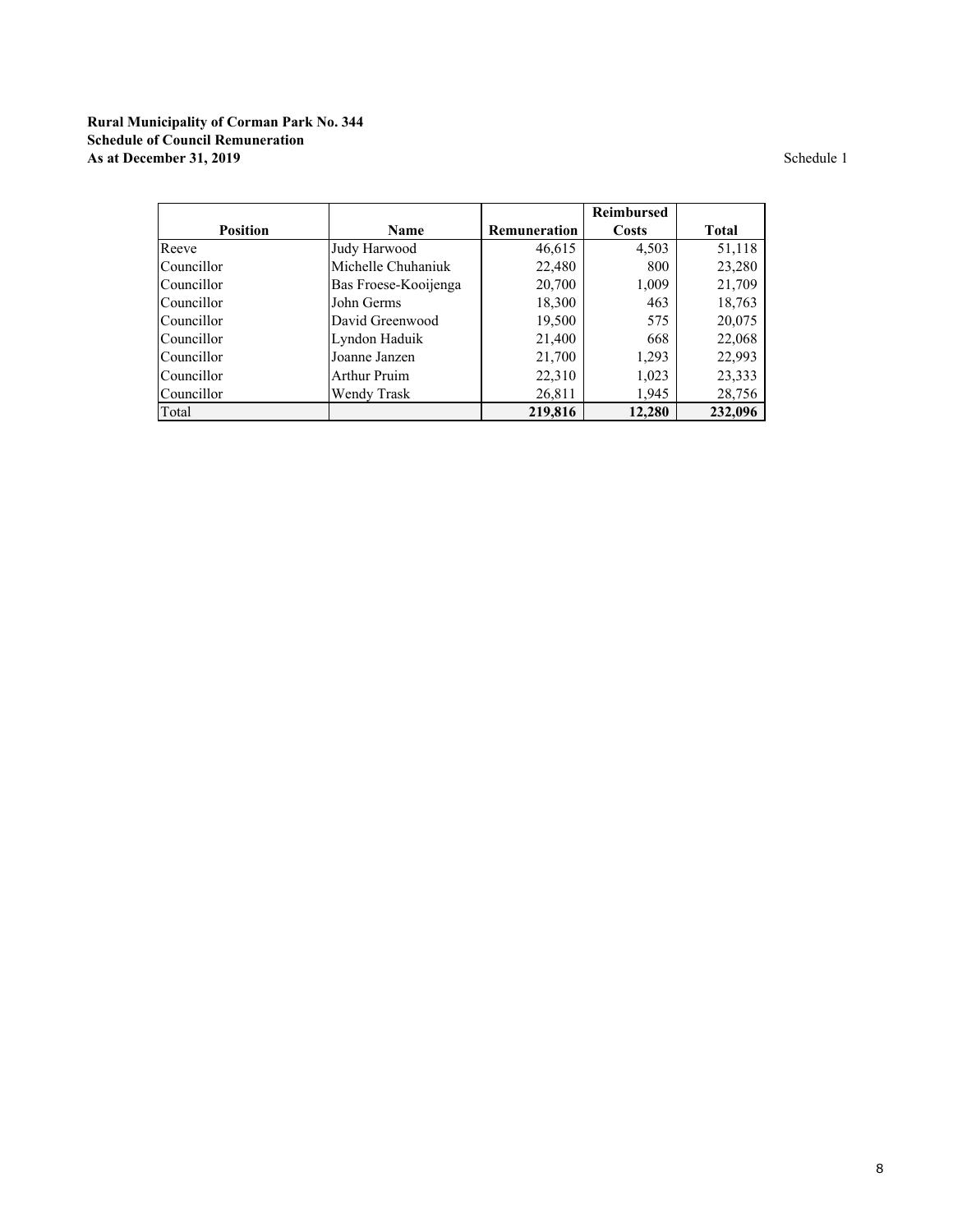**Rural Municipality of Corman Park No. 344**
**Schedule of Council Remuneration**
**As at December 31, 2019**

Schedule 1

| Position | Name | Remuneration | Reimbursed Costs | Total |
|---|---|---|---|---|
| Reeve | Judy Harwood | 46,615 | 4,503 | 51,118 |
| Councillor | Michelle Chuhaniuk | 22,480 | 800 | 23,280 |
| Councillor | Bas Froese-Kooijenga | 20,700 | 1,009 | 21,709 |
| Councillor | John Germs | 18,300 | 463 | 18,763 |
| Councillor | David Greenwood | 19,500 | 575 | 20,075 |
| Councillor | Lyndon Haduik | 21,400 | 668 | 22,068 |
| Councillor | Joanne Janzen | 21,700 | 1,293 | 22,993 |
| Councillor | Arthur Pruim | 22,310 | 1,023 | 23,333 |
| Councillor | Wendy Trask | 26,811 | 1,945 | 28,756 |
| Total | | **219,816** | **12,280** | **232,096** |